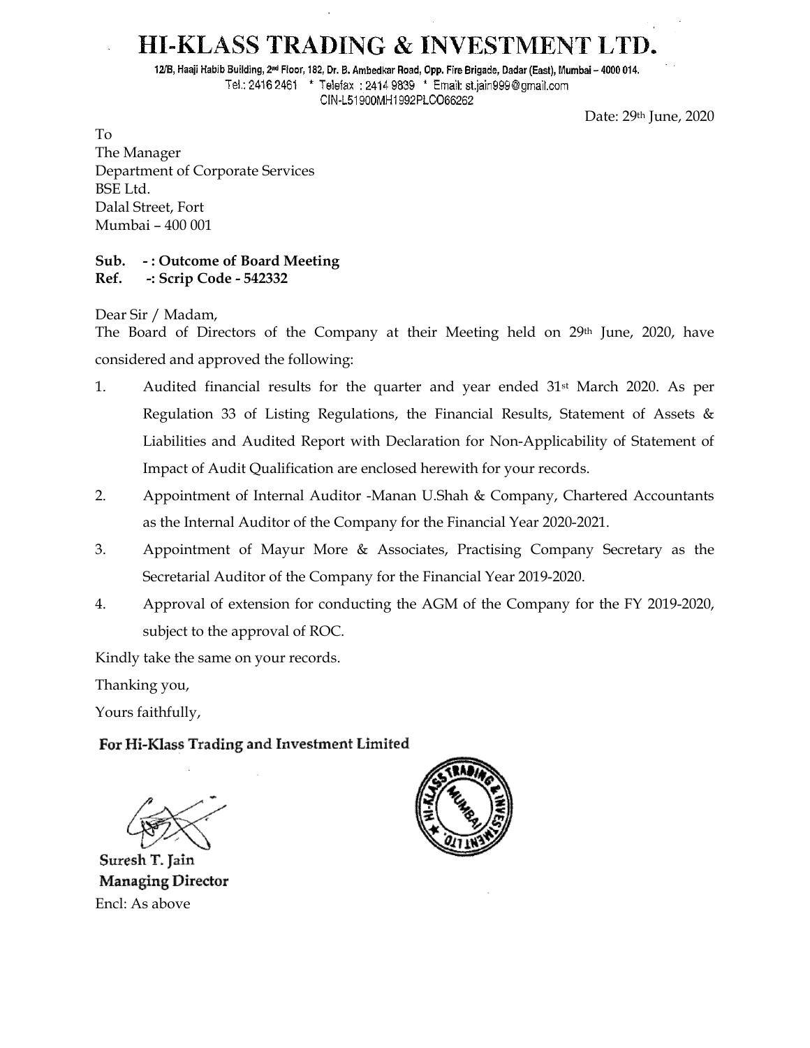# HI-KLASS TRADING & INVESTMENT LTD.

12/B, Haaji Habib Building, 2nd Floor, 182, Dr. B. Ambedkar Road, Opp. Fire Brigade, Dadar (East), Mumbai – 4000 014.
Tel.: 2416 2461 * Telefax : 2414 9839 * Email: st.jain999@gmail.com
CIN-L51900MH1992PLCO66262

Date: 29th June, 2020

To
The Manager
Department of Corporate Services
BSE Ltd.
Dalal Street, Fort
Mumbai – 400 001

**Sub. - : Outcome of Board Meeting**
**Ref. -: Scrip Code - 542332**

Dear Sir / Madam,
The Board of Directors of the Company at their Meeting held on 29th June, 2020, have considered and approved the following:

1. Audited financial results for the quarter and year ended 31st March 2020. As per Regulation 33 of Listing Regulations, the Financial Results, Statement of Assets & Liabilities and Audited Report with Declaration for Non-Applicability of Statement of Impact of Audit Qualification are enclosed herewith for your records.
2. Appointment of Internal Auditor -Manan U.Shah & Company, Chartered Accountants as the Internal Auditor of the Company for the Financial Year 2020-2021.
3. Appointment of Mayur More & Associates, Practising Company Secretary as the Secretarial Auditor of the Company for the Financial Year 2019-2020.
4. Approval of extension for conducting the AGM of the Company for the FY 2019-2020, subject to the approval of ROC.

Kindly take the same on your records.

Thanking you,

Yours faithfully,

**For Hi-Klass Trading and Investment Limited**

**Suresh T. Jain**
**Managing Director**

Encl: As above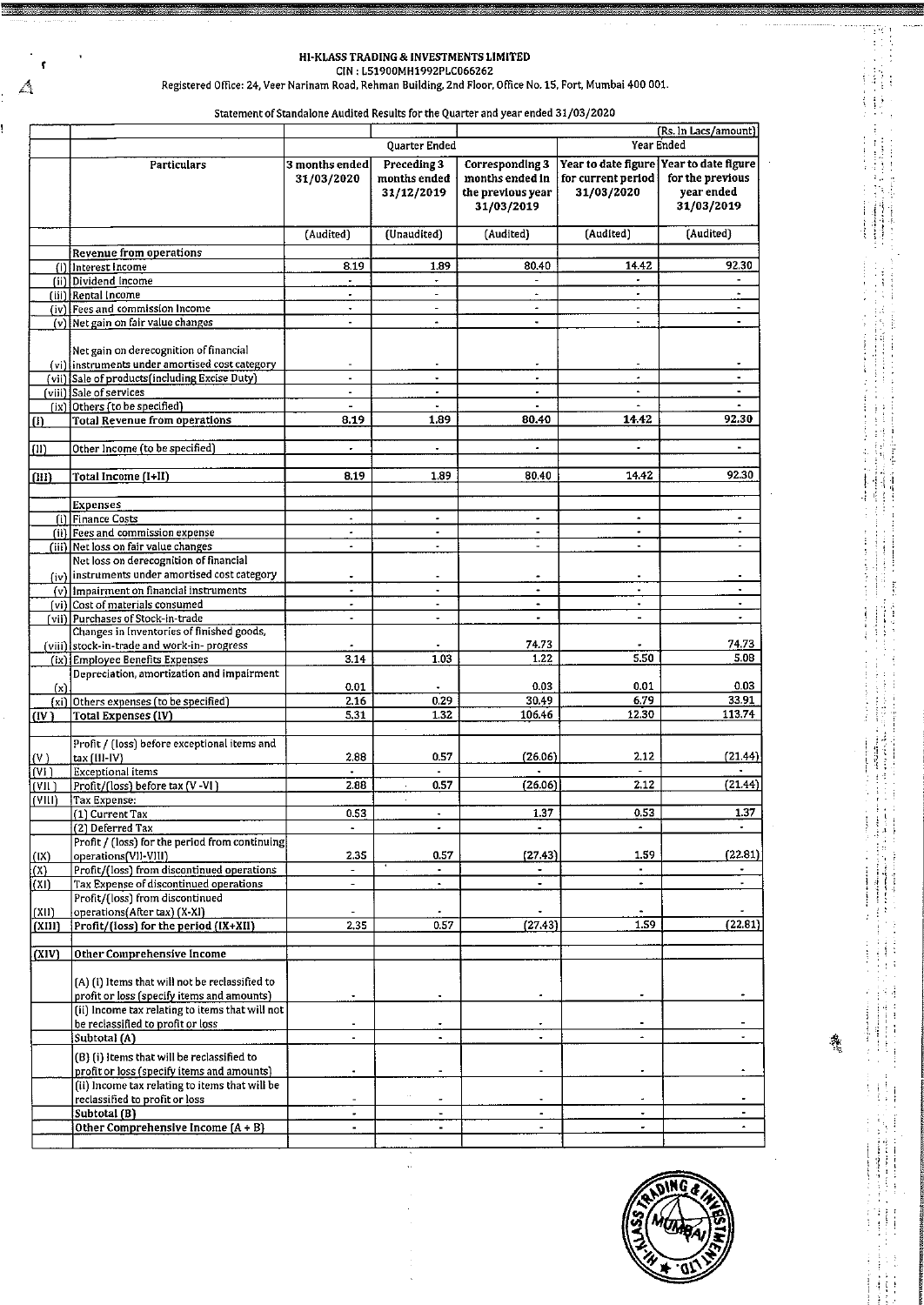# HI-KLASS TRADING & INVESTMENTS LIMITED

CIN : L51900MH1992PLC066262

Registered Office: 24, Veer Narinam Road, Rehman Building, 2nd Floor, Office No. 15, Fort, Mumbai 400 001.

Statement of Standalone Audited Results for the Quarter and year ended 31/03/2020

(Rs. In Lacs/amount)

| | Particulars | Quarter Ended | | | Year Ended | |
|---|---|---|---|---|---|---|
| | | 3 months ended 31/03/2020 | Preceding 3 months ended 31/12/2019 | Corresponding 3 months ended in the previous year 31/03/2019 | Year to date figure for current period 31/03/2020 | Year to date figure for the previous year ended 31/03/2019 |
| | | (Audited) | (Unaudited) | (Audited) | (Audited) | (Audited) |
| | **Revenue from operations** | | | | | |
| (i) | Interest Income | 8.19 | 1.89 | 80.40 | 14.42 | 92.30 |
| (ii) | Dividend Income | - | - | - | - | - |
| (iii) | Rental Income | - | - | - | - | - |
| (iv) | Fees and commission Income | - | - | - | - | - |
| (v) | Net gain on fair value changes | - | - | - | - | - |
| (vi) | Net gain on derecognition of financial instruments under amortised cost category | - | - | - | - | - |
| (vii) | Sale of products(including Excise Duty) | - | - | - | - | - |
| (viii) | Sale of services | - | - | - | - | - |
| (ix) | Others (to be specified) | - | - | - | - | - |
| (I) | **Total Revenue from operations** | 8.19 | 1.89 | 80.40 | 14.42 | 92.30 |
| (II) | Other Income (to be specified) | - | - | - | - | - |
| (III) | **Total Income (I+II)** | 8.19 | 1.89 | 80.40 | 14.42 | 92.30 |
| | **Expenses** | | | | | |
| (i) | Finance Costs | - | - | - | - | - |
| (ii) | Fees and commission expense | - | - | - | - | - |
| (iii) | Net loss on fair value changes | - | - | - | - | - |
| (iv) | Net loss on derecognition of financial instruments under amortised cost category | - | - | - | - | - |
| (v) | Impairment on financial instruments | - | - | - | - | - |
| (vi) | Cost of materials consumed | - | - | - | - | - |
| (vii) | Purchases of Stock-in-trade | - | - | - | - | - |
| (viii) | Changes in Inventories of finished goods, stock-in-trade and work-in- progress | - | - | 74.73 | - | 74.73 |
| (ix) | Employee Benefits Expenses | 3.14 | 1.03 | 1.22 | 5.50 | 5.08 |
| (x) | Depreciation, amortization and impairment | 0.01 | - | 0.03 | 0.01 | 0.03 |
| (xi) | Others expenses (to be specified) | 2.16 | 0.29 | 30.49 | 6.79 | 33.91 |
| (IV) | **Total Expenses (IV)** | 5.31 | 1.32 | 106.46 | 12.30 | 113.74 |
| (V) | Profit / (loss) before exceptional items and tax (III-IV) | 2.88 | 0.57 | (26.06) | 2.12 | (21.44) |
| (VI) | Exceptional items | - | - | - | - | - |
| (VII) | Profit/(loss) before tax (V -VI) | 2.88 | 0.57 | (26.06) | 2.12 | (21.44) |
| (VIII) | Tax Expense: | | | | | |
| | (1) Current Tax | 0.53 | - | 1.37 | 0.53 | 1.37 |
| | (2) Deferred Tax | - | - | - | - | - |
| (IX) | Profit / (loss) for the period from continuing operations(VII-VIII) | 2.35 | 0.57 | (27.43) | 1.59 | (22.81) |
| (X) | Profit/(loss) from discontinued operations | - | - | - | - | - |
| (XI) | Tax Expense of discontinued operations | - | - | - | - | - |
| (XII) | Profit/(loss) from discontinued operations(After tax) (X-XI) | - | - | - | - | - |
| (XIII) | **Profit/(loss) for the period (IX+XII)** | 2.35 | 0.57 | (27.43) | 1.59 | (22.81) |
| (XIV) | **Other Comprehensive Income** | | | | | |
| | (A) (i) Items that will not be reclassified to profit or loss (specify items and amounts) | - | - | - | - | - |
| | (ii) Income tax relating to items that will not be reclassified to profit or loss | - | - | - | - | - |
| | Subtotal (A) | - | - | - | - | - |
| | (B) (i) Items that will be reclassified to profit or loss (specify items and amounts) | - | - | - | - | - |
| | (ii) Income tax relating to items that will be reclassified to profit or loss | - | - | - | - | - |
| | Subtotal (B) | - | - | - | - | - |
| | Other Comprehensive Income (A + B) | - | - | - | - | - |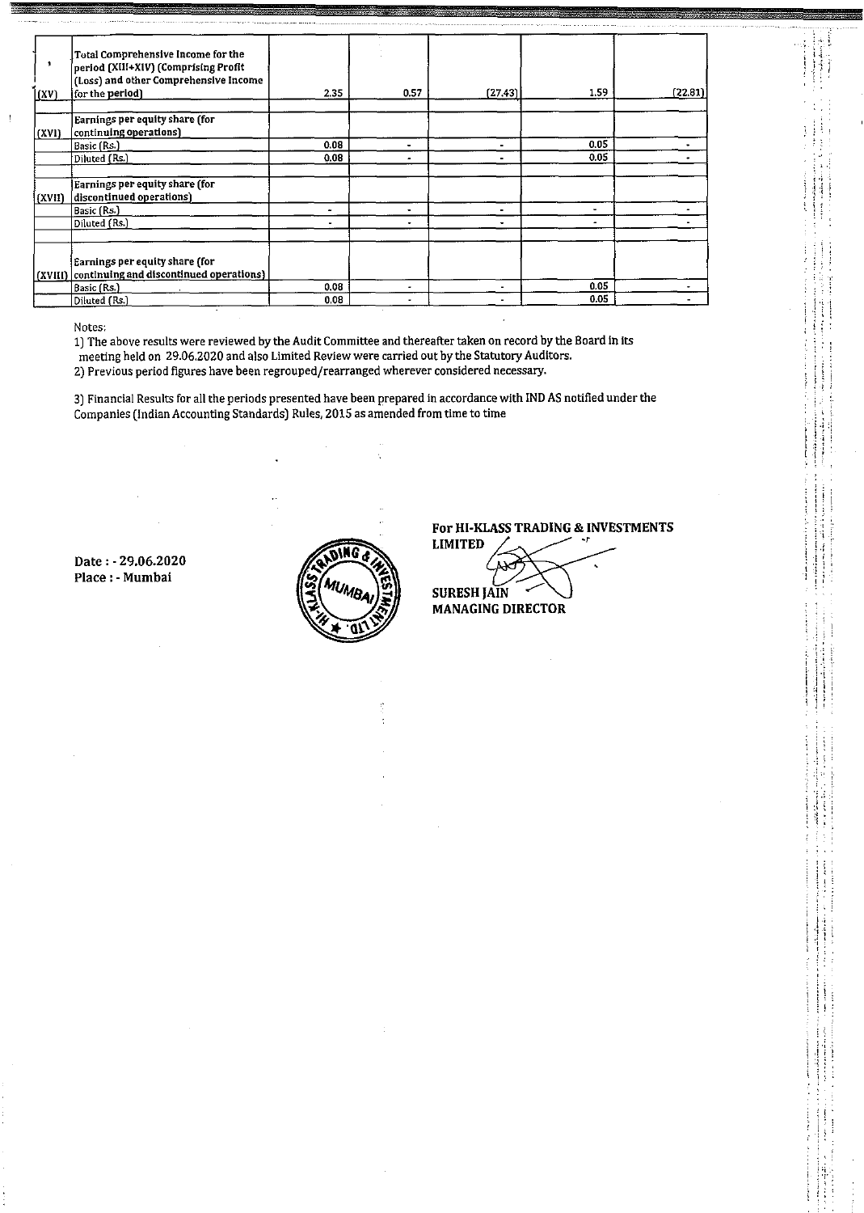| (XV) | Total Comprehensive Income for the period (XIII+XIV) (Comprising Profit (Loss) and other Comprehensive Income for the period) | 2.35 | 0.57 | (27.43) | 1.59 | (22.81) |
|---|---|---|---|---|---|---|
| (XVI) | Earnings per equity share (for continuing operations) | | | | | |
| | Basic (Rs.) | 0.08 | - | - | 0.05 | - |
| | Diluted (Rs.) | 0.08 | - | - | 0.05 | - |
| (XVII) | Earnings per equity share (for discontinued operations) | | | | | |
| | Basic (Rs.) | - | - | - | - | - |
| | Diluted (Rs.) | - | - | - | - | - |
| (XVIII) | Earnings per equity share (for continuing and discontinued operations) | | | | | |
| | Basic (Rs.) | 0.08 | - | - | 0.05 | - |
| | Diluted (Rs.) | 0.08 | - | - | 0.05 | - |

Notes:

1) The above results were reviewed by the Audit Committee and thereafter taken on record by the Board in its meeting held on 29.06.2020 and also Limited Review were carried out by the Statutory Auditors.
2) Previous period figures have been regrouped/rearranged wherever considered necessary.

3) Financial Results for all the periods presented have been prepared in accordance with IND AS notified under the Companies (Indian Accounting Standards) Rules, 2015 as amended from time to time

Date : - 29.06.2020
Place : - Mumbai

For HI-KLASS TRADING & INVESTMENTS LIMITED

SURESH JAIN
MANAGING DIRECTOR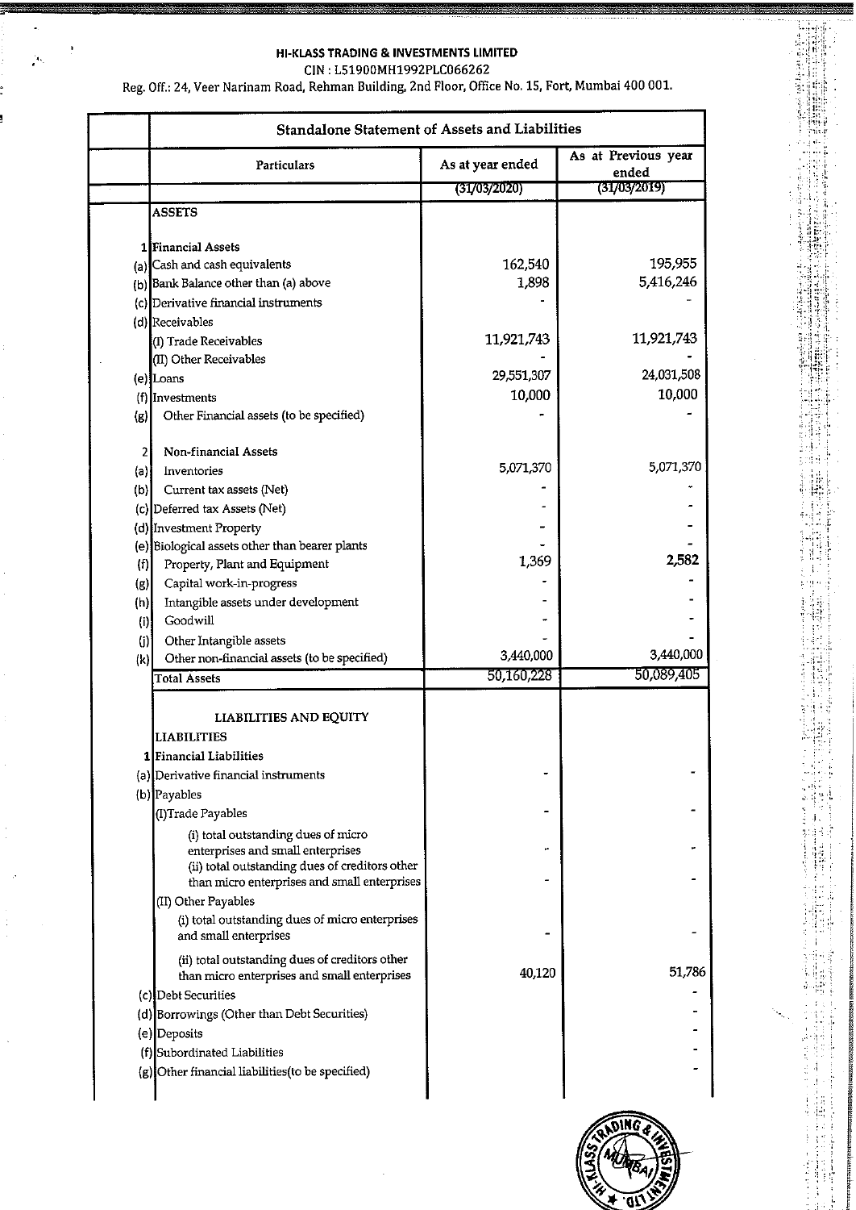**HI-KLASS TRADING & INVESTMENTS LIMITED**

CIN : L51900MH1992PLC066262

Reg. Off.: 24, Veer Narinam Road, Rehman Building, 2nd Floor, Office No. 15, Fort, Mumbai 400 001.

| | Standalone Statement of Assets and Liabilities | | |
|---|---|---|---|
| | Particulars | As at year ended | As at Previous year ended |
| | | (31/03/2020) | (31/03/2019) |
| | **ASSETS** | | |
| 1 | Financial Assets | | |
| (a) | Cash and cash equivalents | 162,540 | 195,955 |
| (b) | Bank Balance other than (a) above | 1,898 | 5,416,246 |
| (c) | Derivative financial instruments | - | - |
| (d) | Receivables | | |
| | (I) Trade Receivables | 11,921,743 | 11,921,743 |
| | (II) Other Receivables | - | - |
| (e) | Loans | 29,551,307 | 24,031,508 |
| (f) | Investments | 10,000 | 10,000 |
| (g) | Other Financial assets (to be specified) | - | - |
| 2 | Non-financial Assets | | |
| (a) | Inventories | 5,071,370 | 5,071,370 |
| (b) | Current tax assets (Net) | - | - |
| (c) | Deferred tax Assets (Net) | - | - |
| (d) | Investment Property | - | - |
| (e) | Biological assets other than bearer plants | - | - |
| (f) | Property, Plant and Equipment | 1,369 | 2,582 |
| (g) | Capital work-in-progress | - | - |
| (h) | Intangible assets under development | - | - |
| (i) | Goodwill | - | - |
| (j) | Other Intangible assets | - | - |
| (k) | Other non-financial assets (to be specified) | 3,440,000 | 3,440,000 |
| | Total Assets | 50,160,228 | 50,089,405 |
| | LIABILITIES AND EQUITY | | |
| | LIABILITIES | | |
| 1 | Financial Liabilities | | |
| (a) | Derivative financial instruments | - | - |
| (b) | Payables | | |
| | (I)Trade Payables | - | - |
| | (i) total outstanding dues of micro enterprises and small enterprises | - | - |
| | (ii) total outstanding dues of creditors other than micro enterprises and small enterprises | - | - |
| | (II) Other Payables | | |
| | (i) total outstanding dues of micro enterprises and small enterprises | - | - |
| | (ii) total outstanding dues of creditors other than micro enterprises and small enterprises | 40,120 | 51,786 |
| (c) | Debt Securities | | - |
| (d) | Borrowings (Other than Debt Securities) | | - |
| (e) | Deposits | | - |
| (f) | Subordinated Liabilities | | - |
| (g) | Other financial liabilities(to be specified) | | - |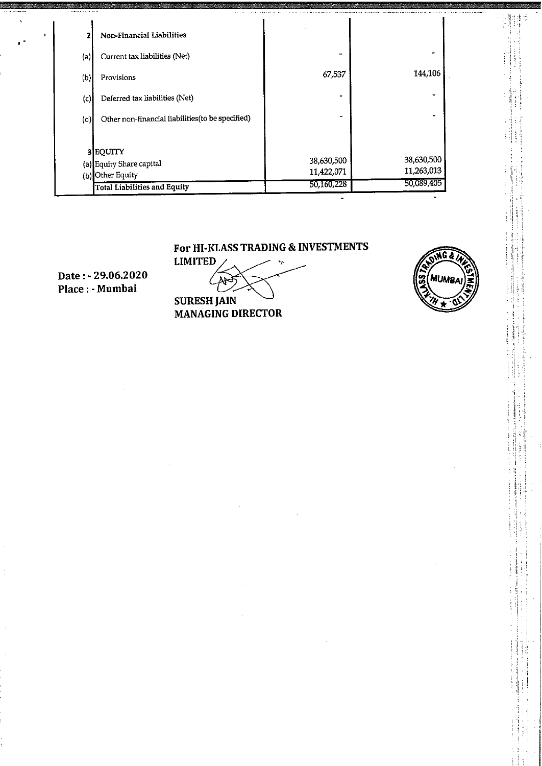| | | | |
|---|---|---|---|
| 2 | Non-Financial Liabilities | | |
| (a) | Current tax liabilities (Net) | - | - |
| (b) | Provisions | 67,537 | 144,106 |
| (c) | Deferred tax liabilities (Net) | - | - |
| (d) | Other non-financial liabilities(to be specified) | - | - |
| 3 | EQUITY | | |
| (a) | Equity Share capital | 38,630,500 | 38,630,500 |
| (b) | Other Equity | 11,422,071 | 11,263,013 |
| | Total Liabilities and Equity | 50,160,228 | 50,089,405 |
| | | - | - |

**For HI-KLASS TRADING & INVESTMENTS LIMITED**

**SURESH JAIN**
**MANAGING DIRECTOR**

**Date : - 29.06.2020**
**Place : - Mumbai**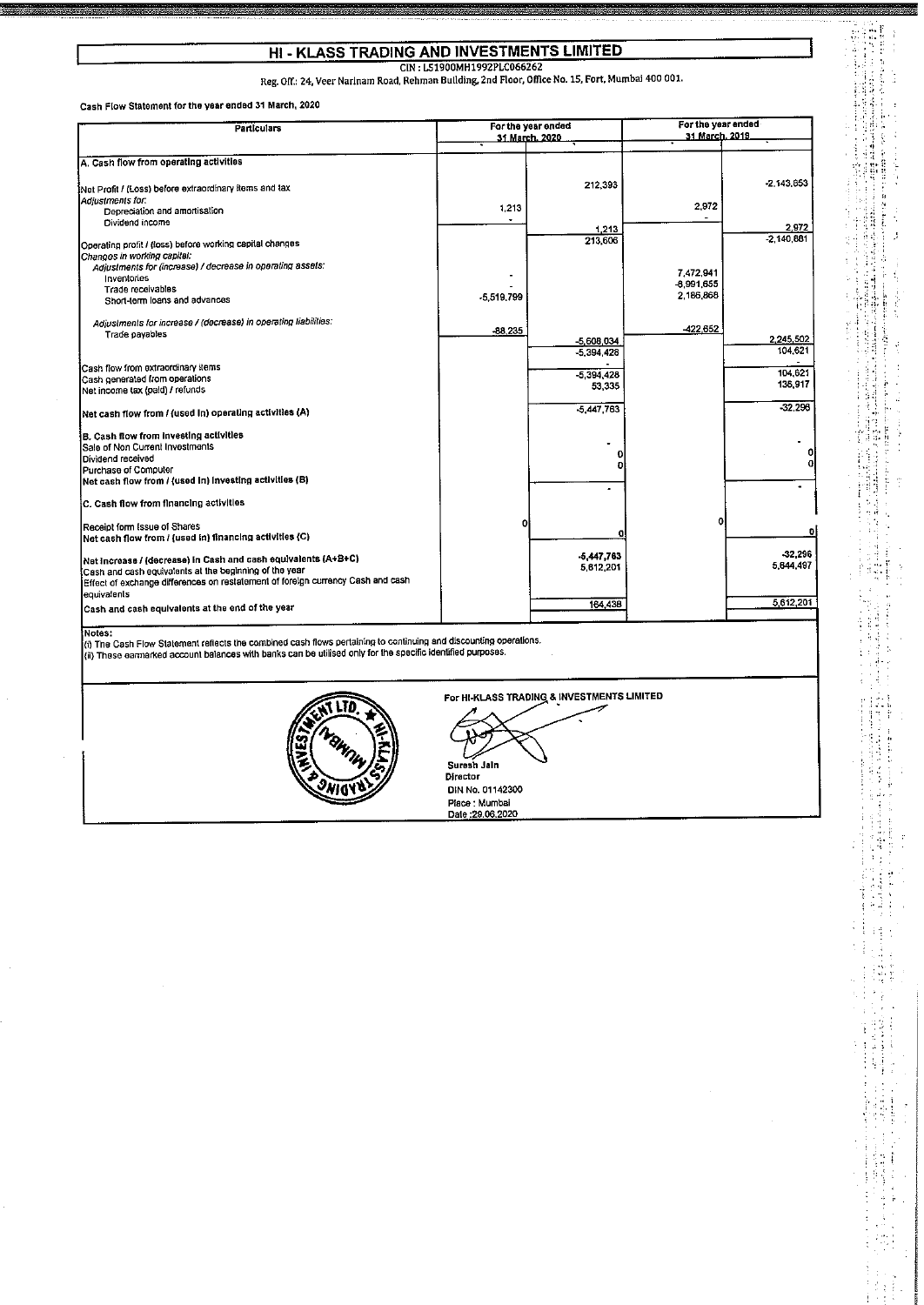# HI - KLASS TRADING AND INVESTMENTS LIMITED

CIN : L51900MH1992PLC066262

Reg. Off.: 24, Veer Narinam Road, Rehman Building, 2nd Floor, Office No. 15, Fort, Mumbai 400 001.

**Cash Flow Statement for the year ended 31 March, 2020**

| Particulars | For the year ended 31 March, 2020 | | For the year ended 31 March, 2019 | |
|---|---|---|---|---|
| **A. Cash flow from operating activities** | | | | |
| Net Profit / (Loss) before extraordinary items and tax | | 212,393 | | -2,143,653 |
| *Adjustments for:* | | | | |
| Depreciation and amortisation | 1,213 | | 2,972 | |
| Dividend income | - | | - | |
| | | 1,213 | | 2,972 |
| Operating profit / (loss) before working capital changes | | 213,606 | | -2,140,681 |
| *Changes in working capital:* | | | | |
| *Adjustments for (increase) / decrease in operating assets:* | | | | |
| Inventories | - | | 7,472,941 | |
| Trade receivables | - | | -8,991,655 | |
| Short-term loans and advances | -5,519,799 | | 2,186,868 | |
| *Adjustments for increase / (decrease) in operating liabilities:* | | | | |
| Trade payables | -88,235 | | -422,652 | |
| | | -5,608,034 | | 2,245,502 |
| | | -5,394,428 | | 104,621 |
| Cash flow from extraordinary items | | - | | - |
| Cash generated from operations | | -5,394,428 | | 104,621 |
| Net income tax (paid) / refunds | | 53,335 | | 136,917 |
| **Net cash flow from / (used in) operating activities (A)** | | -5,447,763 | | -32,296 |
| **B. Cash flow from investing activities** | | | | |
| Sale of Non Current Investments | | - | | - |
| Dividend received | | 0 | | 0 |
| Purchase of Computer | | 0 | | 0 |
| **Net cash flow from / (used in) investing activities (B)** | | - | | - |
| **C. Cash flow from financing activities** | | | | |
| Receipt form Issue of Shares | 0 | | 0 | |
| **Net cash flow from / (used in) financing activities (C)** | | 0 | | 0 |
| **Net increase / (decrease) in Cash and cash equivalents (A+B+C)** | | -5,447,763 | | -32,296 |
| Cash and cash equivalents at the beginning of the year | | 5,612,201 | | 5,644,497 |
| Effect of exchange differences on restatement of foreign currency Cash and cash equivalents | | | | |
| Cash and cash equivalents at the end of the year | | 164,438 | | 5,612,201 |

Notes:

(i) The Cash Flow Statement reflects the combined cash flows pertaining to continuing and discounting operations.

(ii) These earmarked account balances with banks can be utilised only for the specific identified purposes.

For HI-KLASS TRADING & INVESTMENTS LIMITED

Suresh Jain
Director
DIN No. 01142300
Place : Mumbai
Date :29.06.2020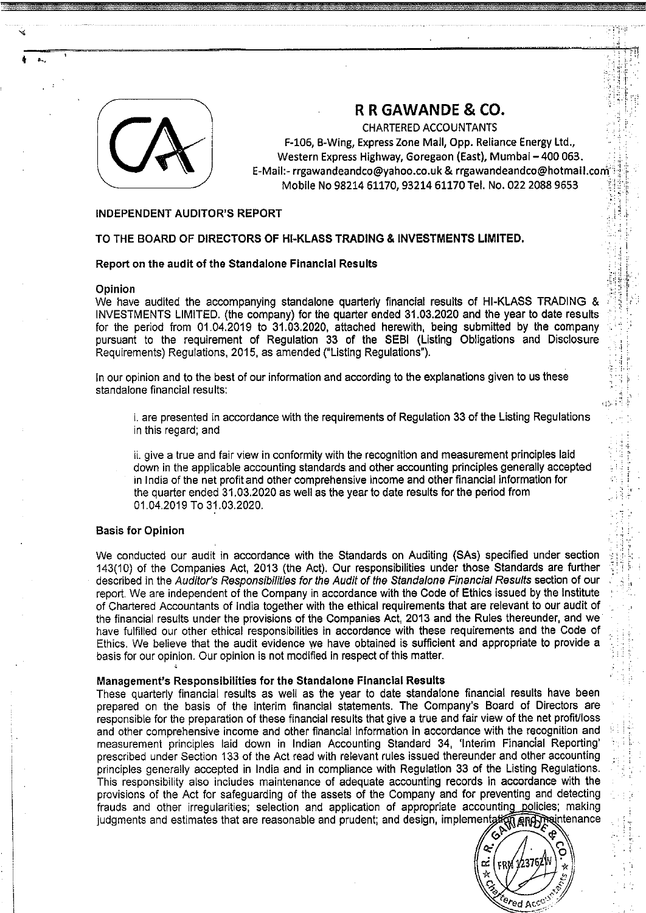# R R GAWANDE & CO.

CHARTERED ACCOUNTANTS
F-106, B-Wing, Express Zone Mall, Opp. Reliance Energy Ltd.,
Western Express Highway, Goregaon (East), Mumbai – 400 063.
E-Mail:- rrgawandeandco@yahoo.co.uk & rrgawandeandco@hotmail.com
Mobile No 98214 61170, 93214 61170 Tel. No. 022 2088 9653

**INDEPENDENT AUDITOR'S REPORT**

**TO THE BOARD OF DIRECTORS OF HI-KLASS TRADING & INVESTMENTS LIMITED.**

**Report on the audit of the Standalone Financial Results**

**Opinion**

We have audited the accompanying standalone quarterly financial results of HI-KLASS TRADING & INVESTMENTS LIMITED. (the company) for the quarter ended 31.03.2020 and the year to date results for the period from 01.04.2019 to 31.03.2020, attached herewith, being submitted by the company pursuant to the requirement of Regulation 33 of the SEBI (Listing Obligations and Disclosure Requirements) Regulations, 2015, as amended ("Listing Regulations").

In our opinion and to the best of our information and according to the explanations given to us these standalone financial results:

i. are presented in accordance with the requirements of Regulation 33 of the Listing Regulations in this regard; and

ii. give a true and fair view in conformity with the recognition and measurement principles laid down in the applicable accounting standards and other accounting principles generally accepted in India of the net profit and other comprehensive income and other financial information for the quarter ended 31.03.2020 as well as the year to date results for the period from 01.04.2019 To 31.03.2020.

**Basis for Opinion**

We conducted our audit in accordance with the Standards on Auditing (SAs) specified under section 143(10) of the Companies Act, 2013 (the Act). Our responsibilities under those Standards are further described in the *Auditor's Responsibilities for the Audit of the Standalone Financial Results* section of our report. We are independent of the Company in accordance with the Code of Ethics issued by the Institute of Chartered Accountants of India together with the ethical requirements that are relevant to our audit of the financial results under the provisions of the Companies Act, 2013 and the Rules thereunder, and we have fulfilled our other ethical responsibilities in accordance with these requirements and the Code of Ethics. We believe that the audit evidence we have obtained is sufficient and appropriate to provide a basis for our opinion. Our opinion is not modified in respect of this matter.

**Management's Responsibilities for the Standalone Financial Results**

These quarterly financial results as well as the year to date standalone financial results have been prepared on the basis of the interim financial statements. The Company's Board of Directors are responsible for the preparation of these financial results that give a true and fair view of the net profit/loss and other comprehensive income and other financial information in accordance with the recognition and measurement principles laid down in Indian Accounting Standard 34, 'Interim Financial Reporting' prescribed under Section 133 of the Act read with relevant rules issued thereunder and other accounting principles generally accepted in India and in compliance with Regulation 33 of the Listing Regulations. This responsibility also includes maintenance of adequate accounting records in accordance with the provisions of the Act for safeguarding of the assets of the Company and for preventing and detecting frauds and other irregularities; selection and application of appropriate accounting policies; making judgments and estimates that are reasonable and prudent; and design, implementation and maintenance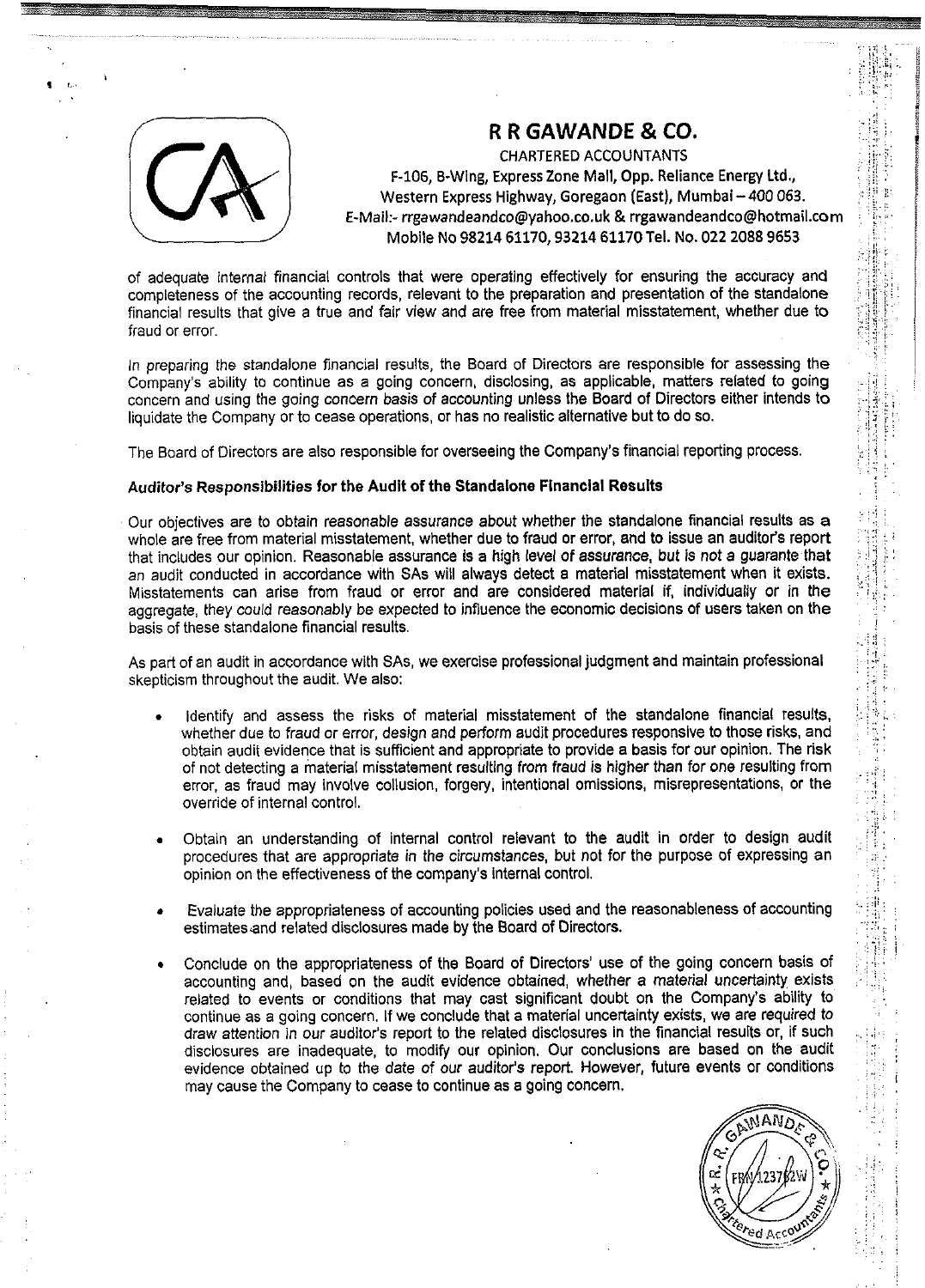# R R GAWANDE & CO.

CHARTERED ACCOUNTANTS
F-106, B-Wing, Express Zone Mall, Opp. Reliance Energy Ltd.,
Western Express Highway, Goregaon (East), Mumbai – 400 063.
E-Mail:- rrgawandeandco@yahoo.co.uk & rrgawandeandco@hotmail.com
Mobile No 98214 61170, 93214 61170 Tel. No. 022 2088 9653

of adequate internal financial controls that were operating effectively for ensuring the accuracy and completeness of the accounting records, relevant to the preparation and presentation of the standalone financial results that give a true and fair view and are free from material misstatement, whether due to fraud or error.

In preparing the standalone financial results, the Board of Directors are responsible for assessing the Company's ability to continue as a going concern, disclosing, as applicable, matters related to going concern and using the going concern basis of accounting unless the Board of Directors either intends to liquidate the Company or to cease operations, or has no realistic alternative but to do so.

The Board of Directors are also responsible for overseeing the Company's financial reporting process.

**Auditor's Responsibilities for the Audit of the Standalone Financial Results**

Our objectives are to obtain reasonable assurance about whether the standalone financial results as a whole are free from material misstatement, whether due to fraud or error, and to issue an auditor's report that includes our opinion. Reasonable assurance is a high level of assurance, but is not a guarante that an audit conducted in accordance with SAs will always detect a material misstatement when it exists. Misstatements can arise from fraud or error and are considered material if, individually or in the aggregate, they could reasonably be expected to influence the economic decisions of users taken on the basis of these standalone financial results.

As part of an audit in accordance with SAs, we exercise professional judgment and maintain professional skepticism throughout the audit. We also:

- Identify and assess the risks of material misstatement of the standalone financial results, whether due to fraud or error, design and perform audit procedures responsive to those risks, and obtain audit evidence that is sufficient and appropriate to provide a basis for our opinion. The risk of not detecting a material misstatement resulting from fraud is higher than for one resulting from error, as fraud may involve collusion, forgery, intentional omissions, misrepresentations, or the override of internal control.

- Obtain an understanding of internal control relevant to the audit in order to design audit procedures that are appropriate in the circumstances, but not for the purpose of expressing an opinion on the effectiveness of the company's internal control.

- Evaluate the appropriateness of accounting policies used and the reasonableness of accounting estimates and related disclosures made by the Board of Directors.

- Conclude on the appropriateness of the Board of Directors' use of the going concern basis of accounting and, based on the audit evidence obtained, whether a material uncertainty exists related to events or conditions that may cast significant doubt on the Company's ability to continue as a going concern. If we conclude that a material uncertainty exists, we are required to draw attention in our auditor's report to the related disclosures in the financial results or, if such disclosures are inadequate, to modify our opinion. Our conclusions are based on the audit evidence obtained up to the date of our auditor's report. However, future events or conditions may cause the Company to cease to continue as a going concern.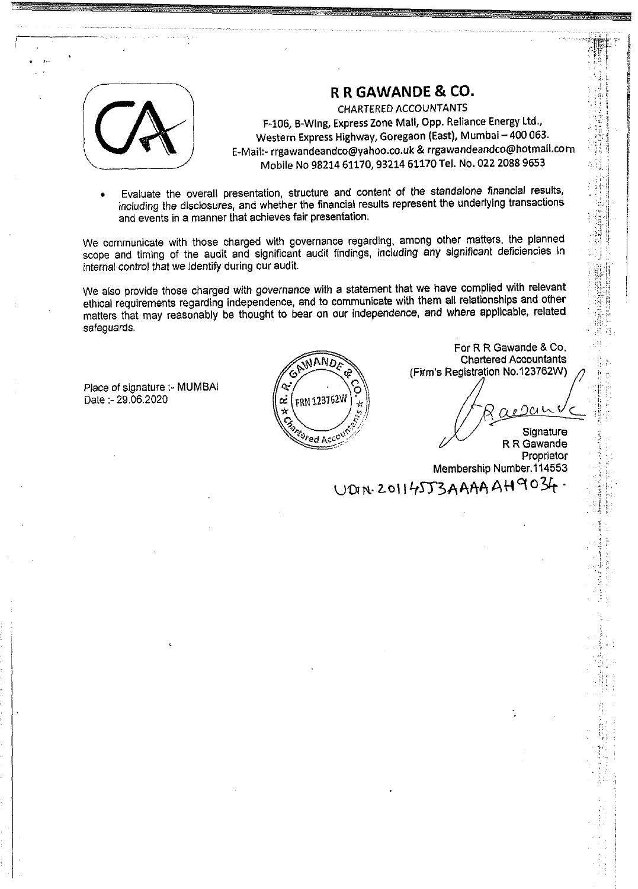# R R GAWANDE & CO.

CHARTERED ACCOUNTANTS

F-106, B-Wing, Express Zone Mall, Opp. Reliance Energy Ltd., Western Express Highway, Goregaon (East), Mumbai – 400 063.

E-Mail:- rrgawandeandco@yahoo.co.uk & rrgawandeandco@hotmail.com

Mobile No 98214 61170, 93214 61170 Tel. No. 022 2088 9653

- Evaluate the overall presentation, structure and content of the standalone financial results, including the disclosures, and whether the financial results represent the underlying transactions and events in a manner that achieves fair presentation.

We communicate with those charged with governance regarding, among other matters, the planned scope and timing of the audit and significant audit findings, including any significant deficiencies in internal control that we identify during our audit.

We also provide those charged with governance with a statement that we have complied with relevant ethical requirements regarding independence, and to communicate with them all relationships and other matters that may reasonably be thought to bear on our independence, and where applicable, related safeguards.

For R R Gawande & Co.
Chartered Accountants
(Firm's Registration No.123762W)

Place of signature :- MUMBAI
Date :- 29.06.2020

Signature
R R Gawande
Proprietor
Membership Number.114553

UDIN. 20114553AAAAAH9034.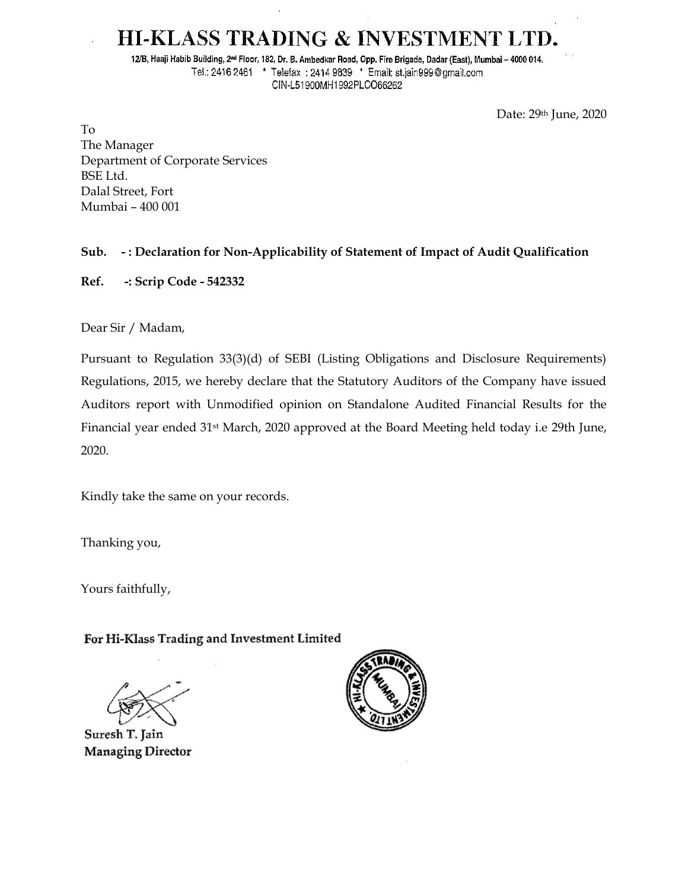# HI-KLASS TRADING & INVESTMENT LTD.

12/B, Haaji Habib Building, 2nd Floor, 182, Dr. B. Ambedkar Road, Opp. Fire Brigade, Dadar (East), Mumbai – 4000 014.
Tel.: 2416 2461 * Telefax : 2414 9839 * Email: st.jain999@gmail.com
CIN-L51900MH1992PLCO66262

Date: 29th June, 2020

To
The Manager
Department of Corporate Services
BSE Ltd.
Dalal Street, Fort
Mumbai – 400 001

**Sub. - : Declaration for Non-Applicability of Statement of Impact of Audit Qualification**

**Ref. -: Scrip Code - 542332**

Dear Sir / Madam,

Pursuant to Regulation 33(3)(d) of SEBI (Listing Obligations and Disclosure Requirements) Regulations, 2015, we hereby declare that the Statutory Auditors of the Company have issued Auditors report with Unmodified opinion on Standalone Audited Financial Results for the Financial year ended 31st March, 2020 approved at the Board Meeting held today i.e 29th June, 2020.

Kindly take the same on your records.

Thanking you,

Yours faithfully,

**For Hi-Klass Trading and Investment Limited**

**Suresh T. Jain**
**Managing Director**